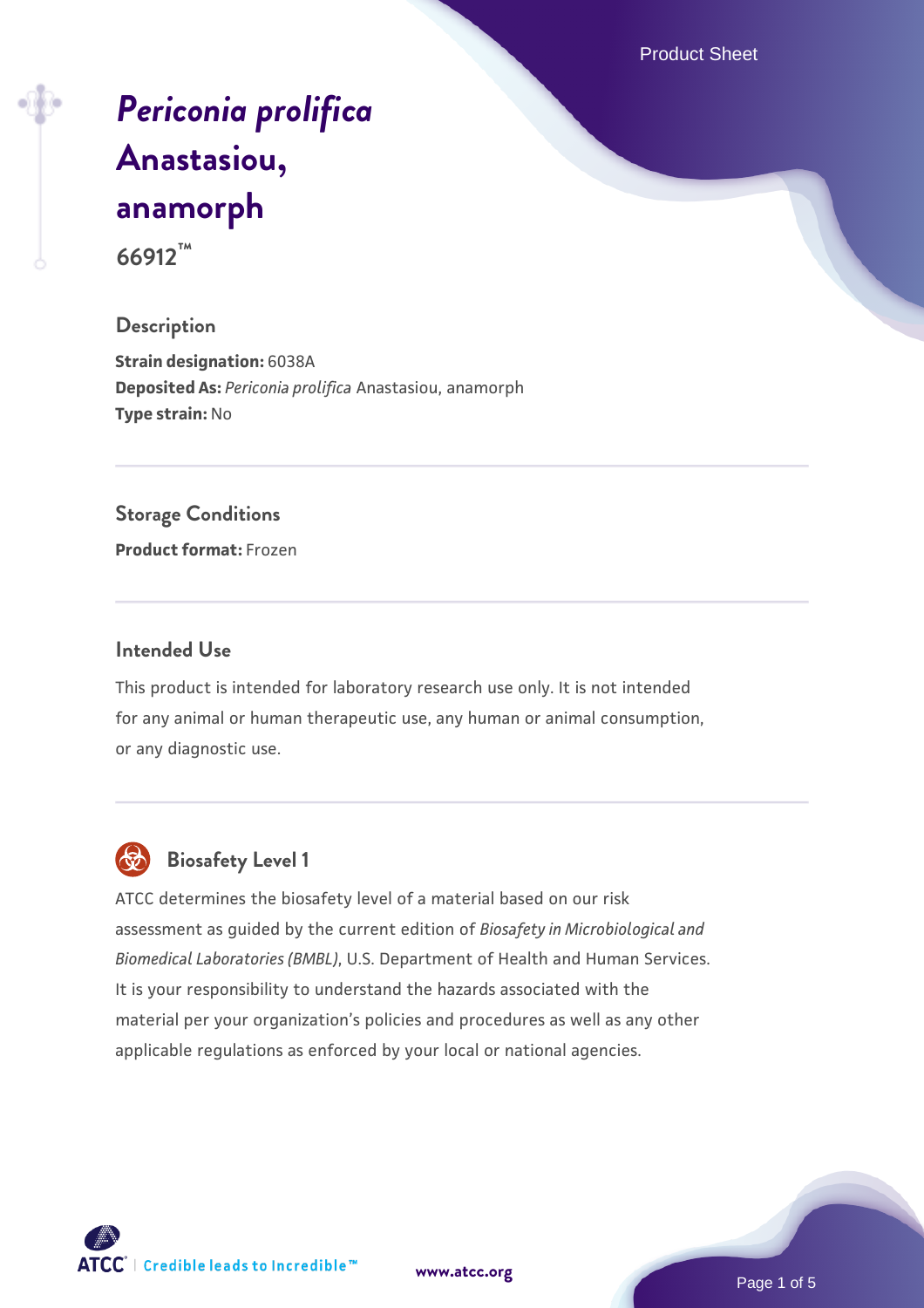# *Periconia prolifica* Anastasiou, anamorph

**66912™**

## Description

**Strain designation:** 6038A
**Deposited As:** *Periconia prolifica* Anastasiou, anamorph
**Type strain:** No

## Storage Conditions

**Product format:** Frozen

## Intended Use

This product is intended for laboratory research use only. It is not intended for any animal or human therapeutic use, any human or animal consumption, or any diagnostic use.

## Biosafety Level 1

ATCC determines the biosafety level of a material based on our risk assessment as guided by the current edition of *Biosafety in Microbiological and Biomedical Laboratories (BMBL)*, U.S. Department of Health and Human Services. It is your responsibility to understand the hazards associated with the material per your organization's policies and procedures as well as any other applicable regulations as enforced by your local or national agencies.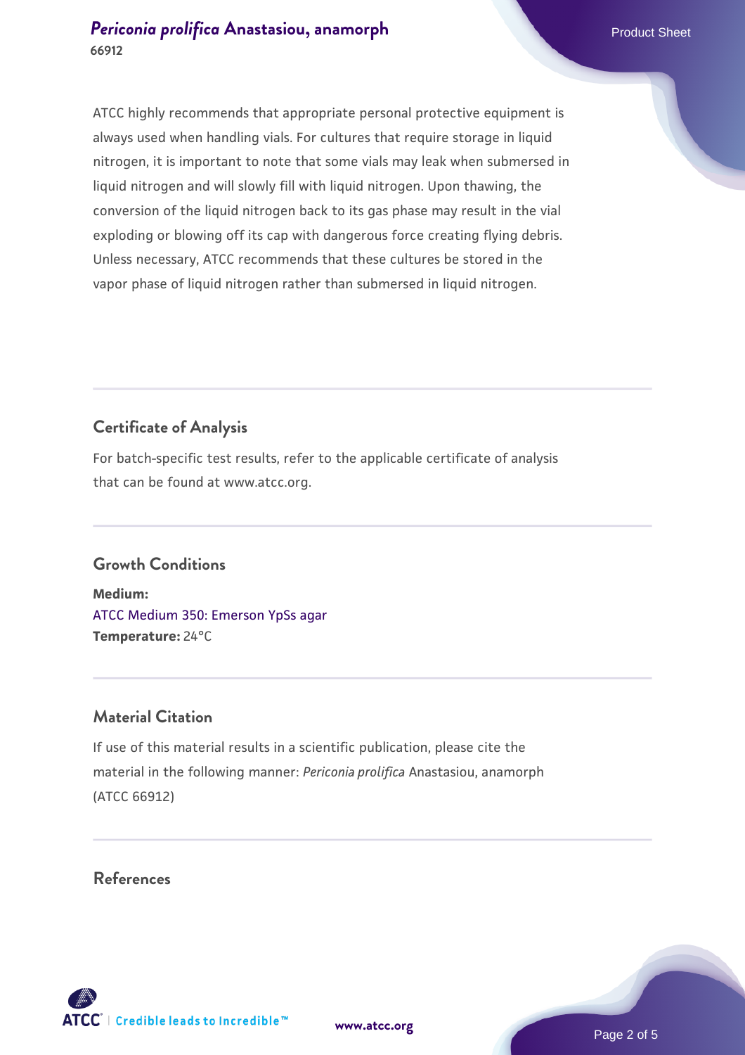ATCC highly recommends that appropriate personal protective equipment is always used when handling vials. For cultures that require storage in liquid nitrogen, it is important to note that some vials may leak when submersed in liquid nitrogen and will slowly fill with liquid nitrogen. Upon thawing, the conversion of the liquid nitrogen back to its gas phase may result in the vial exploding or blowing off its cap with dangerous force creating flying debris. Unless necessary, ATCC recommends that these cultures be stored in the vapor phase of liquid nitrogen rather than submersed in liquid nitrogen.

## Certificate of Analysis

For batch-specific test results, refer to the applicable certificate of analysis that can be found at www.atcc.org.

## Growth Conditions

**Medium:**
ATCC Medium 350: Emerson YpSs agar
**Temperature:** 24°C

## Material Citation

If use of this material results in a scientific publication, please cite the material in the following manner: *Periconia prolifica* Anastasiou, anamorph (ATCC 66912)

## References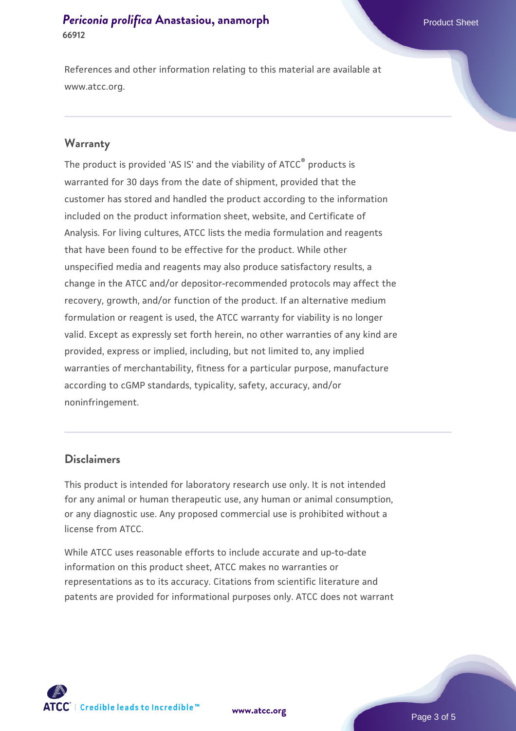References and other information relating to this material are available at www.atcc.org.

## Warranty

The product is provided 'AS IS' and the viability of ATCC® products is warranted for 30 days from the date of shipment, provided that the customer has stored and handled the product according to the information included on the product information sheet, website, and Certificate of Analysis. For living cultures, ATCC lists the media formulation and reagents that have been found to be effective for the product. While other unspecified media and reagents may also produce satisfactory results, a change in the ATCC and/or depositor-recommended protocols may affect the recovery, growth, and/or function of the product. If an alternative medium formulation or reagent is used, the ATCC warranty for viability is no longer valid. Except as expressly set forth herein, no other warranties of any kind are provided, express or implied, including, but not limited to, any implied warranties of merchantability, fitness for a particular purpose, manufacture according to cGMP standards, typicality, safety, accuracy, and/or noninfringement.

## Disclaimers

This product is intended for laboratory research use only. It is not intended for any animal or human therapeutic use, any human or animal consumption, or any diagnostic use. Any proposed commercial use is prohibited without a license from ATCC.

While ATCC uses reasonable efforts to include accurate and up-to-date information on this product sheet, ATCC makes no warranties or representations as to its accuracy. Citations from scientific literature and patents are provided for informational purposes only. ATCC does not warrant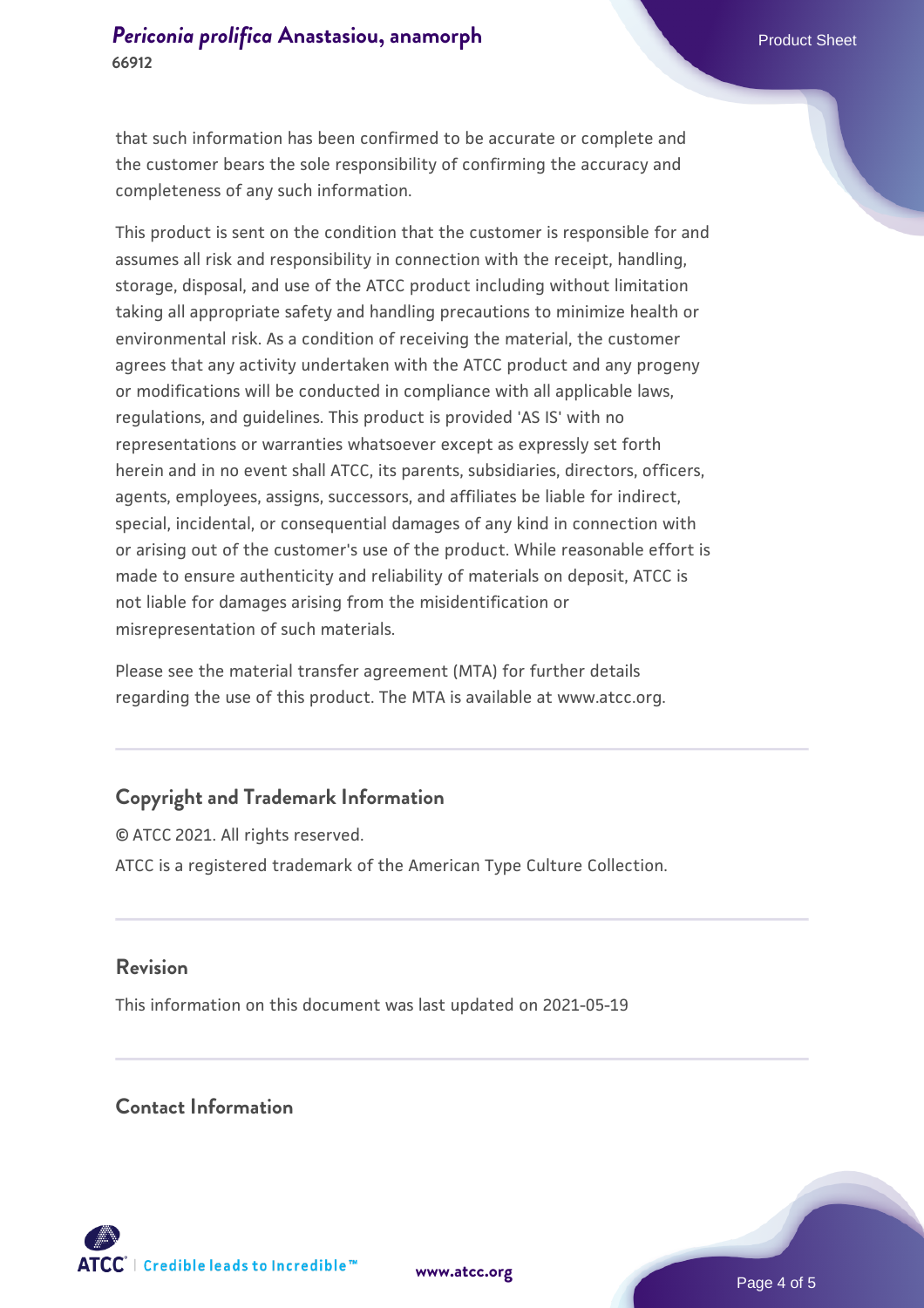that such information has been confirmed to be accurate or complete and the customer bears the sole responsibility of confirming the accuracy and completeness of any such information.

This product is sent on the condition that the customer is responsible for and assumes all risk and responsibility in connection with the receipt, handling, storage, disposal, and use of the ATCC product including without limitation taking all appropriate safety and handling precautions to minimize health or environmental risk. As a condition of receiving the material, the customer agrees that any activity undertaken with the ATCC product and any progeny or modifications will be conducted in compliance with all applicable laws, regulations, and guidelines. This product is provided 'AS IS' with no representations or warranties whatsoever except as expressly set forth herein and in no event shall ATCC, its parents, subsidiaries, directors, officers, agents, employees, assigns, successors, and affiliates be liable for indirect, special, incidental, or consequential damages of any kind in connection with or arising out of the customer's use of the product. While reasonable effort is made to ensure authenticity and reliability of materials on deposit, ATCC is not liable for damages arising from the misidentification or misrepresentation of such materials.

Please see the material transfer agreement (MTA) for further details regarding the use of this product. The MTA is available at www.atcc.org.

## Copyright and Trademark Information

© ATCC 2021. All rights reserved.

ATCC is a registered trademark of the American Type Culture Collection.

## Revision

This information on this document was last updated on 2021-05-19

## Contact Information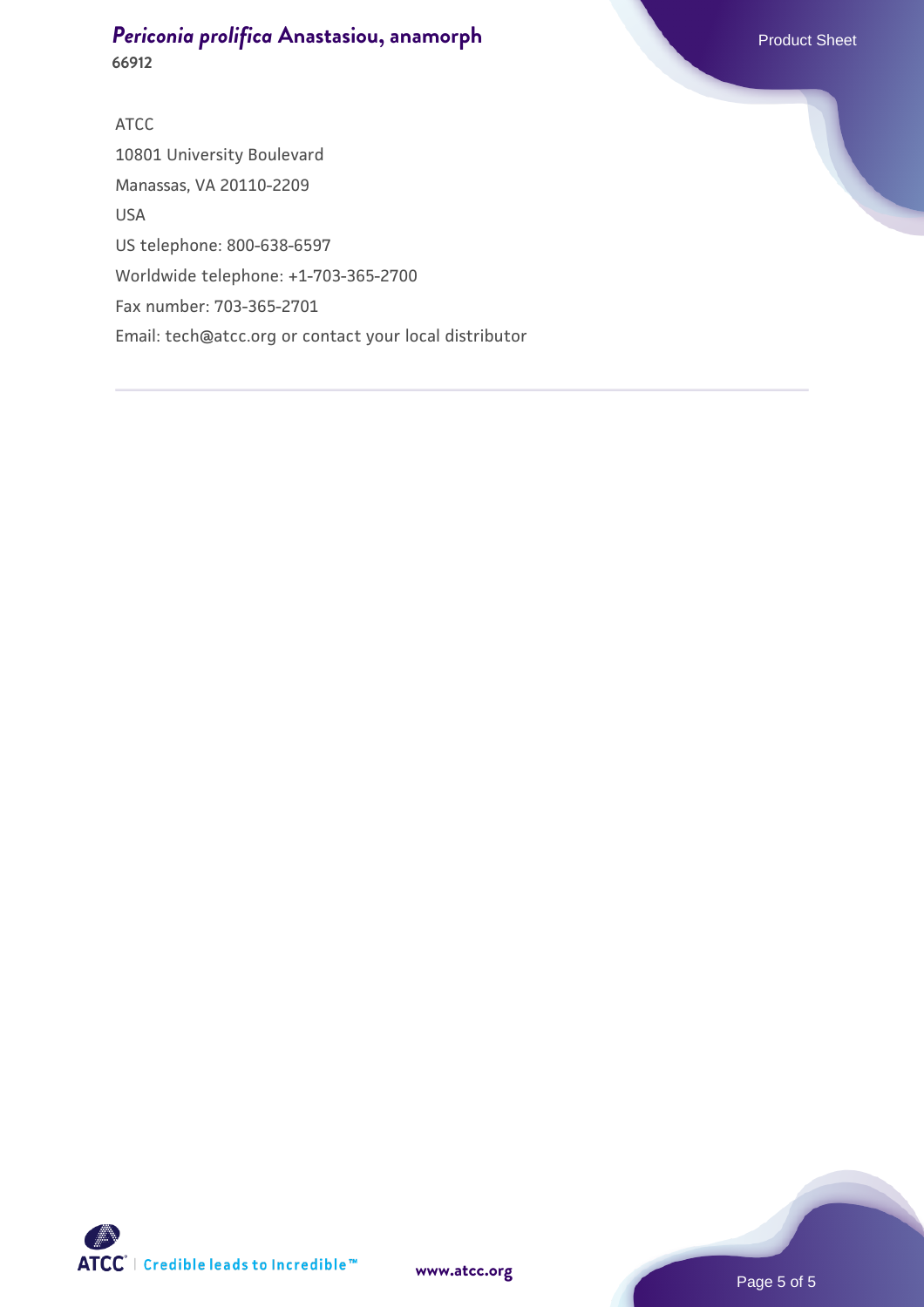ATCC

10801 University Boulevard

Manassas, VA 20110-2209

USA

US telephone: 800-638-6597

Worldwide telephone: +1-703-365-2700

Fax number: 703-365-2701

Email: tech@atcc.org or contact your local distributor